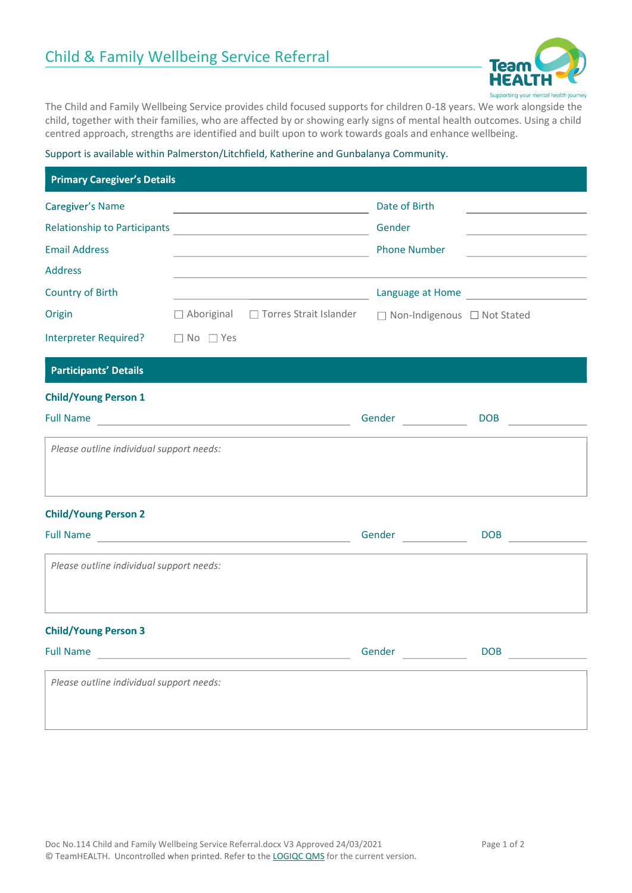# Child & Family Wellbeing Service Referral

The Child and Family Wellbeing Service provides child focused supports for children 0-18 years. We work alongside the child, together with their families, who are affected by or showing early signs of mental health outcomes. Using a child centred approach, strengths are identified and built upon to work towards goals and enhance wellbeing.

Support is available within Palmerston/Litchfield, Katherine and Gunbalanya Community.

## Primary Caregiver's Details

Caregiver's Name ______________________ Date of Birth ______________

Relationship to Participants ______________________ Gender ______________

Email Address ______________________ Phone Number ______________

Address ______________________________________________

Country of Birth ______________________ Language at Home ______________

Origin ☐ Aboriginal ☐ Torres Strait Islander ☐ Non-Indigenous ☐ Not Stated

Interpreter Required? ☐ No ☐ Yes

## Participants' Details

### Child/Young Person 1

Full Name ______________________ Gender ____________ DOB ____________

*Please outline individual support needs:*

### Child/Young Person 2

Full Name ______________________ Gender ____________ DOB ____________

*Please outline individual support needs:*

### Child/Young Person 3

Full Name ______________________ Gender ____________ DOB ____________

*Please outline individual support needs:*

Doc No.114 Child and Family Wellbeing Service Referral.docx V3 Approved 24/03/2021
© TeamHEALTH. Uncontrolled when printed. Refer to the LOGIQC QMS for the current version.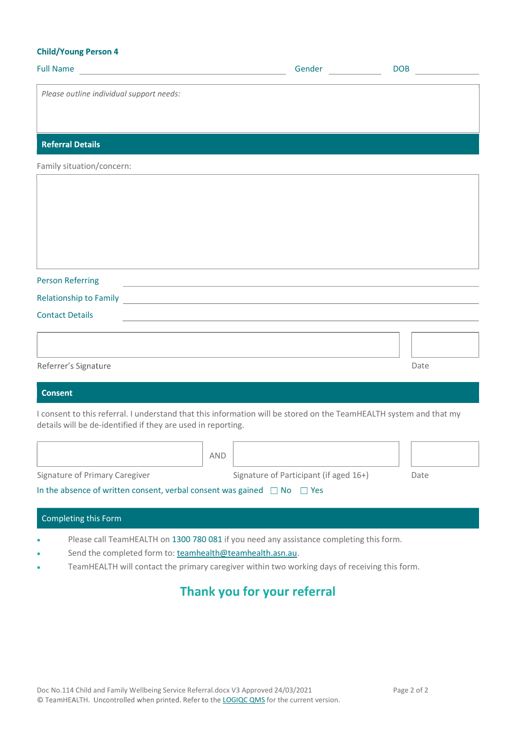### Child/Young Person 4

Full Name \_\_\_\_\_\_\_\_\_\_\_\_\_\_\_\_\_\_\_\_ Gender \_\_\_\_\_\_\_\_\_\_ DOB \_\_\_\_\_\_\_\_\_\_

*Please outline individual support needs:*

## Referral Details

Family situation/concern:

Person Referring

Relationship to Family

Contact Details

Referrer's Signature

Date

## Consent

I consent to this referral. I understand that this information will be stored on the TeamHEALTH system and that my details will be de-identified if they are used in reporting.

Signature of Primary Caregiver AND Signature of Participant (if aged 16+) Date

In the absence of written consent, verbal consent was gained ☐ No ☐ Yes

## Completing this Form

- Please call TeamHEALTH on 1300 780 081 if you need any assistance completing this form.
- Send the completed form to: teamhealth@teamhealth.asn.au.
- TeamHEALTH will contact the primary caregiver within two working days of receiving this form.

## Thank you for your referral

Doc No.114 Child and Family Wellbeing Service Referral.docx V3 Approved 24/03/2021
© TeamHEALTH. Uncontrolled when printed. Refer to the LOGIQC QMS for the current version.